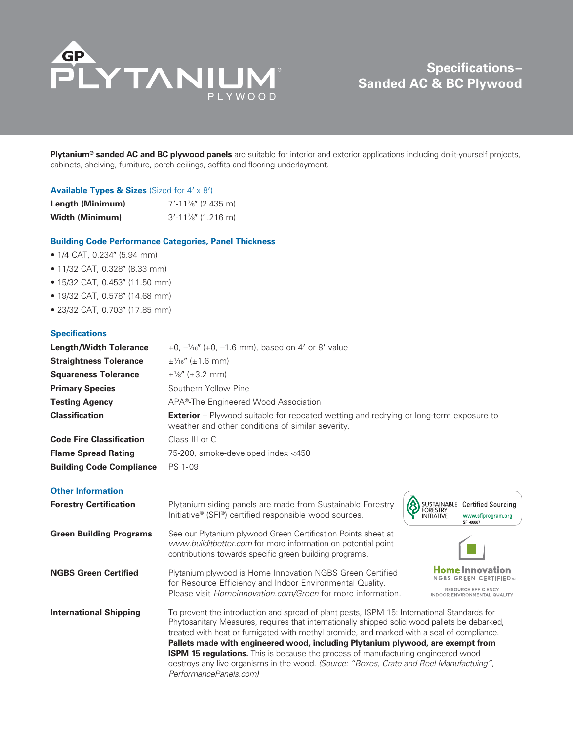# GP PLYTANIUM® PLYWOOD

## Specifications– Sanded AC & BC Plywood

**Plytanium® sanded AC and BC plywood panels** are suitable for interior and exterior applications including do-it-yourself projects, cabinets, shelving, furniture, porch ceilings, soffits and flooring underlayment.

### Available Types & Sizes (Sized for 4′ x 8′)

| | |
|---|---|
| **Length (Minimum)** | 7′-11⅞″ (2.435 m) |
| **Width (Minimum)** | 3′-11⅞″ (1.216 m) |

### Building Code Performance Categories, Panel Thickness

- 1/4 CAT, 0.234″ (5.94 mm)
- 11/32 CAT, 0.328″ (8.33 mm)
- 15/32 CAT, 0.453″ (11.50 mm)
- 19/32 CAT, 0.578″ (14.68 mm)
- 23/32 CAT, 0.703″ (17.85 mm)

### Specifications

| | |
|---|---|
| **Length/Width Tolerance** | +0, –1⁄16″ (+0, –1.6 mm), based on 4′ or 8′ value |
| **Straightness Tolerance** | ±1⁄16″ (±1.6 mm) |
| **Squareness Tolerance** | ±⅛″ (±3.2 mm) |
| **Primary Species** | Southern Yellow Pine |
| **Testing Agency** | APA®-The Engineered Wood Association |
| **Classification** | **Exterior** – Plywood suitable for repeated wetting and redrying or long-term exposure to weather and other conditions of similar severity. |
| **Code Fire Classification** | Class III or C |
| **Flame Spread Rating** | 75-200, smoke-developed index <450 |
| **Building Code Compliance** | PS 1-09 |

### Other Information

| | |
|---|---|
| **Forestry Certification** | Plytanium siding panels are made from Sustainable Forestry Initiative® (SFI®) certified responsible wood sources. |
| **Green Building Programs** | See our Plytanium plywood Green Certification Points sheet at *www.builditbetter.com* for more information on potential point contributions towards specific green building programs. |
| **NGBS Green Certified** | Plytanium plywood is Home Innovation NGBS Green Certified for Resource Efficiency and Indoor Environmental Quality. Please visit *Homeinnovation.com/Green* for more information. |
| **International Shipping** | To prevent the introduction and spread of plant pests, ISPM 15: International Standards for Phytosanitary Measures, requires that internationally shipped solid wood pallets be debarked, treated with heat or fumigated with methyl bromide, and marked with a seal of compliance. **Pallets made with engineered wood, including Plytanium plywood, are exempt from ISPM 15 regulations.** This is because the process of manufacturing engineered wood destroys any live organisms in the wood. *(Source: "Boxes, Crate and Reel Manufacturing", PerformancePanels.com)* |

SUSTAINABLE FORESTRY INITIATIVE — Certified Sourcing — www.sfiprogram.org — SFI-00007

Home Innovation NGBS GREEN CERTIFIED™ — RESOURCE EFFICIENCY — INDOOR ENVIRONMENTAL QUALITY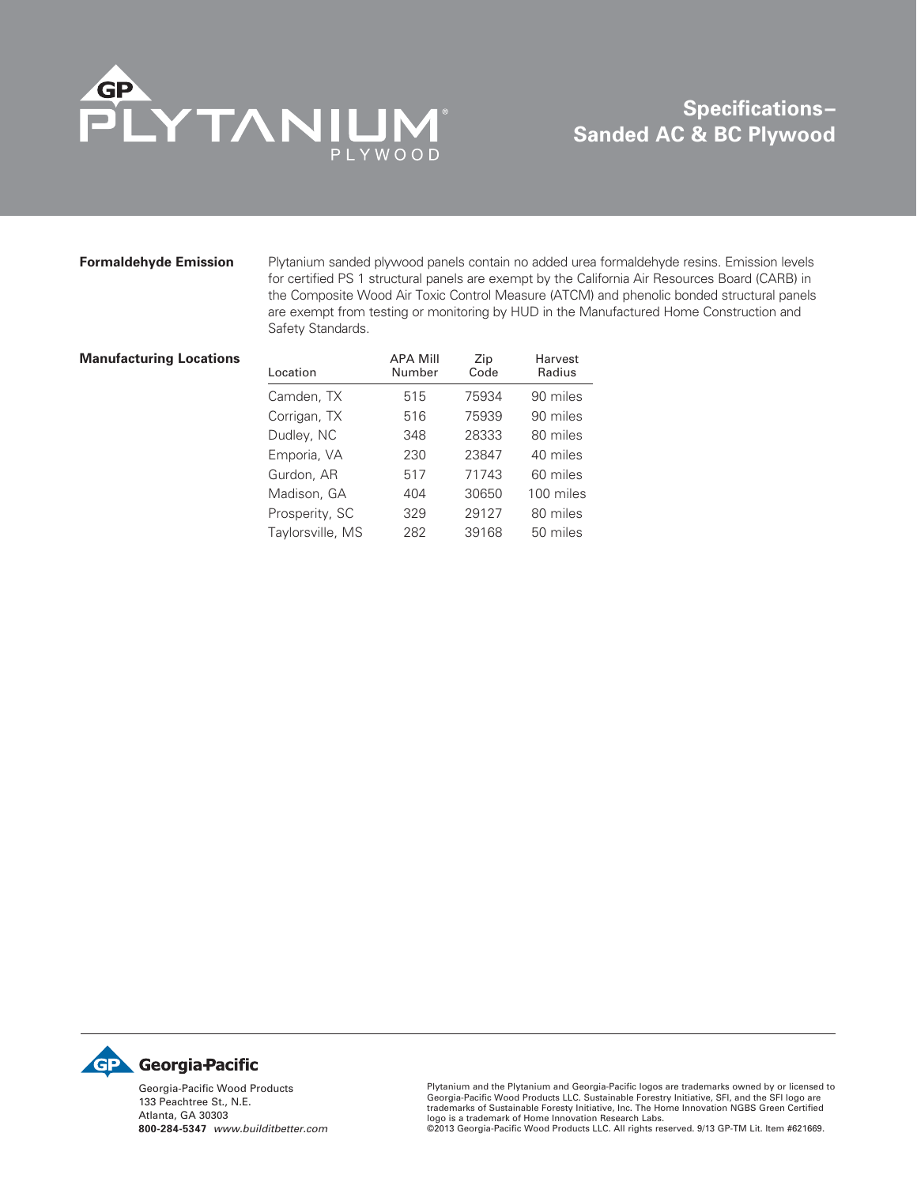# Specifications– Sanded AC & BC Plywood

**Formaldehyde Emission**

Plytanium sanded plywood panels contain no added urea formaldehyde resins. Emission levels for certified PS 1 structural panels are exempt by the California Air Resources Board (CARB) in the Composite Wood Air Toxic Control Measure (ATCM) and phenolic bonded structural panels are exempt from testing or monitoring by HUD in the Manufactured Home Construction and Safety Standards.

**Manufacturing Locations**

| Location | APA Mill Number | Zip Code | Harvest Radius |
|---|---|---|---|
| Camden, TX | 515 | 75934 | 90 miles |
| Corrigan, TX | 516 | 75939 | 90 miles |
| Dudley, NC | 348 | 28333 | 80 miles |
| Emporia, VA | 230 | 23847 | 40 miles |
| Gurdon, AR | 517 | 71743 | 60 miles |
| Madison, GA | 404 | 30650 | 100 miles |
| Prosperity, SC | 329 | 29127 | 80 miles |
| Taylorsville, MS | 282 | 39168 | 50 miles |

Georgia-Pacific

Georgia-Pacific Wood Products
133 Peachtree St., N.E.
Atlanta, GA 30303
**800-284-5347** *www.builditbetter.com*

Plytanium and the Plytanium and Georgia-Pacific logos are trademarks owned by or licensed to Georgia-Pacific Wood Products LLC. Sustainable Forestry Initiative, SFI, and the SFI logo are trademarks of Sustainable Foresty Initiative, Inc. The Home Innovation NGBS Green Certified logo is a trademark of Home Innovation Research Labs.
©2013 Georgia-Pacific Wood Products LLC. All rights reserved. 9/13 GP-TM Lit. Item #621669.